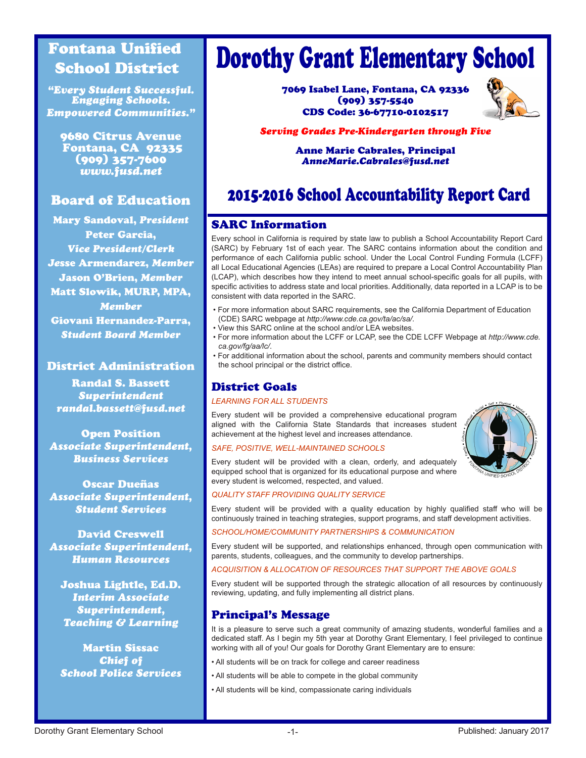# Dorothy Grant Elementary School

**7069 Isabel Lane, Fontana, CA 92336**
**(909) 357-5540**
**CDS Code: 36-67710-0102517**

*Serving Grades Pre-Kindergarten through Five*

**Anne Marie Cabrales, Principal**
*AnneMarie.Cabrales@fusd.net*

## 2015-2016 School Accountability Report Card

## Fontana Unified School District

*"Every Student Successful. Engaging Schools. Empowered Communities."*

9680 Citrus Avenue
Fontana, CA 92335
(909) 357-7600
*www.fusd.net*

### Board of Education

Mary Sandoval, *President*
Peter Garcia, *Vice President/Clerk*
Jesse Armendarez, *Member*
Jason O'Brien, *Member*
Matt Slowik, MURP, MPA, *Member*
Giovani Hernandez-Parra, *Student Board Member*

### District Administration

Randal S. Bassett
*Superintendent*
*randal.bassett@fusd.net*

Open Position
*Associate Superintendent, Business Services*

Oscar Dueñas
*Associate Superintendent, Student Services*

David Creswell
*Associate Superintendent, Human Resources*

Joshua Lightle, Ed.D.
*Interim Associate Superintendent, Teaching & Learning*

Martin Sissac
*Chief of School Police Services*

## SARC Information

Every school in California is required by state law to publish a School Accountability Report Card (SARC) by February 1st of each year. The SARC contains information about the condition and performance of each California public school. Under the Local Control Funding Formula (LCFF) all Local Educational Agencies (LEAs) are required to prepare a Local Control Accountability Plan (LCAP), which describes how they intend to meet annual school-specific goals for all pupils, with specific activities to address state and local priorities. Additionally, data reported in a LCAP is to be consistent with data reported in the SARC.

- For more information about SARC requirements, see the California Department of Education (CDE) SARC webpage at *http://www.cde.ca.gov/ta/ac/sa/*.
- View this SARC online at the school and/or LEA websites.
- For more information about the LCFF or LCAP, see the CDE LCFF Webpage at *http://www.cde.ca.gov/fg/aa/lc/*.
- For additional information about the school, parents and community members should contact the school principal or the district office.

## District Goals

*LEARNING FOR ALL STUDENTS*

Every student will be provided a comprehensive educational program aligned with the California State Standards that increases student achievement at the highest level and increases attendance.

*SAFE, POSITIVE, WELL-MAINTAINED SCHOOLS*

Every student will be provided with a clean, orderly, and adequately equipped school that is organized for its educational purpose and where every student is welcomed, respected, and valued.

*QUALITY STAFF PROVIDING QUALITY SERVICE*

Every student will be provided with a quality education by highly qualified staff who will be continuously trained in teaching strategies, support programs, and staff development activities.

*SCHOOL/HOME/COMMUNITY PARTNERSHIPS & COMMUNICATION*

Every student will be supported, and relationships enhanced, through open communication with parents, students, colleagues, and the community to develop partnerships.

*ACQUISITION & ALLOCATION OF RESOURCES THAT SUPPORT THE ABOVE GOALS*

Every student will be supported through the strategic allocation of all resources by continuously reviewing, updating, and fully implementing all district plans.

## Principal's Message

It is a pleasure to serve such a great community of amazing students, wonderful families and a dedicated staff. As I begin my 5th year at Dorothy Grant Elementary, I feel privileged to continue working with all of you! Our goals for Dorothy Grant Elementary are to ensure:

- All students will be on track for college and career readiness
- All students will be able to compete in the global community
- All students will be kind, compassionate caring individuals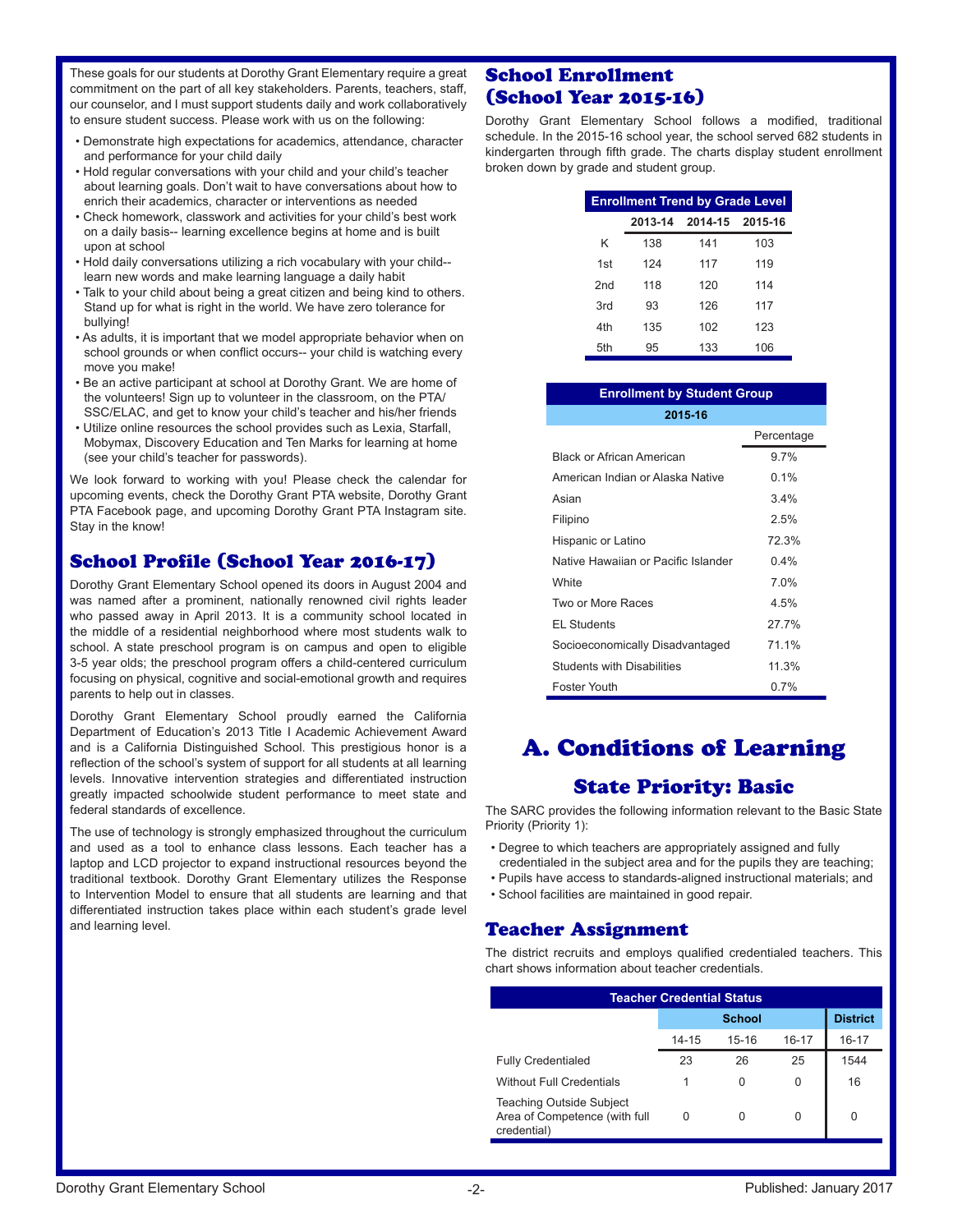These goals for our students at Dorothy Grant Elementary require a great commitment on the part of all key stakeholders. Parents, teachers, staff, our counselor, and I must support students daily and work collaboratively to ensure student success. Please work with us on the following:

- Demonstrate high expectations for academics, attendance, character and performance for your child daily
- Hold regular conversations with your child and your child's teacher about learning goals. Don't wait to have conversations about how to enrich their academics, character or interventions as needed
- Check homework, classwork and activities for your child's best work on a daily basis-- learning excellence begins at home and is built upon at school
- Hold daily conversations utilizing a rich vocabulary with your child-- learn new words and make learning language a daily habit
- Talk to your child about being a great citizen and being kind to others. Stand up for what is right in the world. We have zero tolerance for bullying!
- As adults, it is important that we model appropriate behavior when on school grounds or when conflict occurs-- your child is watching every move you make!
- Be an active participant at school at Dorothy Grant. We are home of the volunteers! Sign up to volunteer in the classroom, on the PTA/SSC/ELAC, and get to know your child's teacher and his/her friends
- Utilize online resources the school provides such as Lexia, Starfall, Mobymax, Discovery Education and Ten Marks for learning at home (see your child's teacher for passwords).

We look forward to working with you! Please check the calendar for upcoming events, check the Dorothy Grant PTA website, Dorothy Grant PTA Facebook page, and upcoming Dorothy Grant PTA Instagram site. Stay in the know!

## School Profile (School Year 2016-17)

Dorothy Grant Elementary School opened its doors in August 2004 and was named after a prominent, nationally renowned civil rights leader who passed away in April 2013. It is a community school located in the middle of a residential neighborhood where most students walk to school. A state preschool program is on campus and open to eligible 3-5 year olds; the preschool program offers a child-centered curriculum focusing on physical, cognitive and social-emotional growth and requires parents to help out in classes.

Dorothy Grant Elementary School proudly earned the California Department of Education's 2013 Title I Academic Achievement Award and is a California Distinguished School. This prestigious honor is a reflection of the school's system of support for all students at all learning levels. Innovative intervention strategies and differentiated instruction greatly impacted schoolwide student performance to meet state and federal standards of excellence.

The use of technology is strongly emphasized throughout the curriculum and used as a tool to enhance class lessons. Each teacher has a laptop and LCD projector to expand instructional resources beyond the traditional textbook. Dorothy Grant Elementary utilizes the Response to Intervention Model to ensure that all students are learning and that differentiated instruction takes place within each student's grade level and learning level.

## School Enrollment (School Year 2015-16)

Dorothy Grant Elementary School follows a modified, traditional schedule. In the 2015-16 school year, the school served 682 students in kindergarten through fifth grade. The charts display student enrollment broken down by grade and student group.

**Enrollment Trend by Grade Level**

| | 2013-14 | 2014-15 | 2015-16 |
|---|---|---|---|
| K | 138 | 141 | 103 |
| 1st | 124 | 117 | 119 |
| 2nd | 118 | 120 | 114 |
| 3rd | 93 | 126 | 117 |
| 4th | 135 | 102 | 123 |
| 5th | 95 | 133 | 106 |

**Enrollment by Student Group**

**2015-16**

| | Percentage |
|---|---|
| Black or African American | 9.7% |
| American Indian or Alaska Native | 0.1% |
| Asian | 3.4% |
| Filipino | 2.5% |
| Hispanic or Latino | 72.3% |
| Native Hawaiian or Pacific Islander | 0.4% |
| White | 7.0% |
| Two or More Races | 4.5% |
| EL Students | 27.7% |
| Socioeconomically Disadvantaged | 71.1% |
| Students with Disabilities | 11.3% |
| Foster Youth | 0.7% |

# A. Conditions of Learning

## State Priority: Basic

The SARC provides the following information relevant to the Basic State Priority (Priority 1):

- Degree to which teachers are appropriately assigned and fully credentialed in the subject area and for the pupils they are teaching;
- Pupils have access to standards-aligned instructional materials; and
- School facilities are maintained in good repair.

## Teacher Assignment

The district recruits and employs qualified credentialed teachers. This chart shows information about teacher credentials.

**Teacher Credential Status**

| | School | | | District |
|---|---|---|---|---|
| | 14-15 | 15-16 | 16-17 | 16-17 |
| Fully Credentialed | 23 | 26 | 25 | 1544 |
| Without Full Credentials | 1 | 0 | 0 | 16 |
| Teaching Outside Subject Area of Competence (with full credential) | 0 | 0 | 0 | 0 |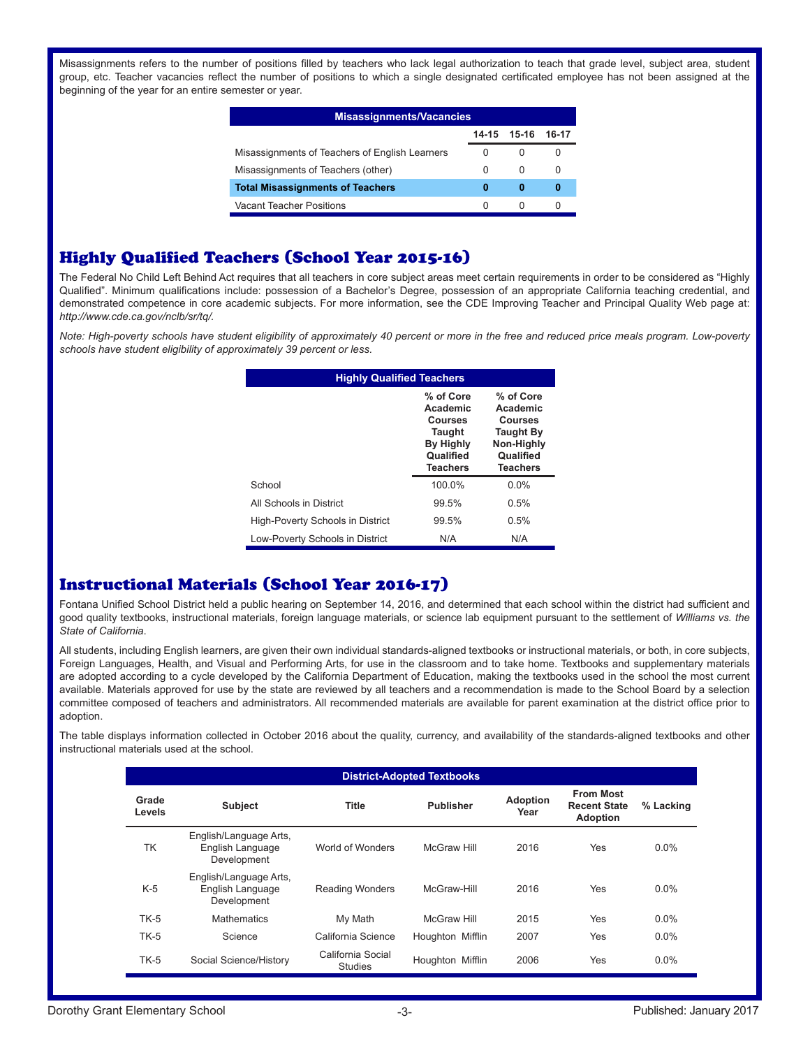Misassignments refers to the number of positions filled by teachers who lack legal authorization to teach that grade level, subject area, student group, etc. Teacher vacancies reflect the number of positions to which a single designated certificated employee has not been assigned at the beginning of the year for an entire semester or year.

| Misassignments/Vacancies | | | |
|---|---|---|---|
| | 14-15 | 15-16 | 16-17 |
| Misassignments of Teachers of English Learners | 0 | 0 | 0 |
| Misassignments of Teachers (other) | 0 | 0 | 0 |
| **Total Misassignments of Teachers** | **0** | **0** | **0** |
| Vacant Teacher Positions | 0 | 0 | 0 |

## Highly Qualified Teachers (School Year 2015-16)

The Federal No Child Left Behind Act requires that all teachers in core subject areas meet certain requirements in order to be considered as "Highly Qualified". Minimum qualifications include: possession of a Bachelor's Degree, possession of an appropriate California teaching credential, and demonstrated competence in core academic subjects. For more information, see the CDE Improving Teacher and Principal Quality Web page at: *http://www.cde.ca.gov/nclb/sr/tq/.*

*Note: High-poverty schools have student eligibility of approximately 40 percent or more in the free and reduced price meals program. Low-poverty schools have student eligibility of approximately 39 percent or less.*

| Highly Qualified Teachers | % of Core Academic Courses Taught By Highly Qualified Teachers | % of Core Academic Courses Taught By Non-Highly Qualified Teachers |
|---|---|---|
| School | 100.0% | 0.0% |
| All Schools in District | 99.5% | 0.5% |
| High-Poverty Schools in District | 99.5% | 0.5% |
| Low-Poverty Schools in District | N/A | N/A |

## Instructional Materials (School Year 2016-17)

Fontana Unified School District held a public hearing on September 14, 2016, and determined that each school within the district had sufficient and good quality textbooks, instructional materials, foreign language materials, or science lab equipment pursuant to the settlement of *Williams vs. the State of California*.

All students, including English learners, are given their own individual standards-aligned textbooks or instructional materials, or both, in core subjects, Foreign Languages, Health, and Visual and Performing Arts, for use in the classroom and to take home. Textbooks and supplementary materials are adopted according to a cycle developed by the California Department of Education, making the textbooks used in the school the most current available. Materials approved for use by the state are reviewed by all teachers and a recommendation is made to the School Board by a selection committee composed of teachers and administrators. All recommended materials are available for parent examination at the district office prior to adoption.

The table displays information collected in October 2016 about the quality, currency, and availability of the standards-aligned textbooks and other instructional materials used at the school.

| District-Adopted Textbooks | | | | | | |
|---|---|---|---|---|---|---|
| Grade Levels | Subject | Title | Publisher | Adoption Year | From Most Recent State Adoption | % Lacking |
| TK | English/Language Arts, English Language Development | World of Wonders | McGraw Hill | 2016 | Yes | 0.0% |
| K-5 | English/Language Arts, English Language Development | Reading Wonders | McGraw-Hill | 2016 | Yes | 0.0% |
| TK-5 | Mathematics | My Math | McGraw Hill | 2015 | Yes | 0.0% |
| TK-5 | Science | California Science | Houghton Mifflin | 2007 | Yes | 0.0% |
| TK-5 | Social Science/History | California Social Studies | Houghton Mifflin | 2006 | Yes | 0.0% |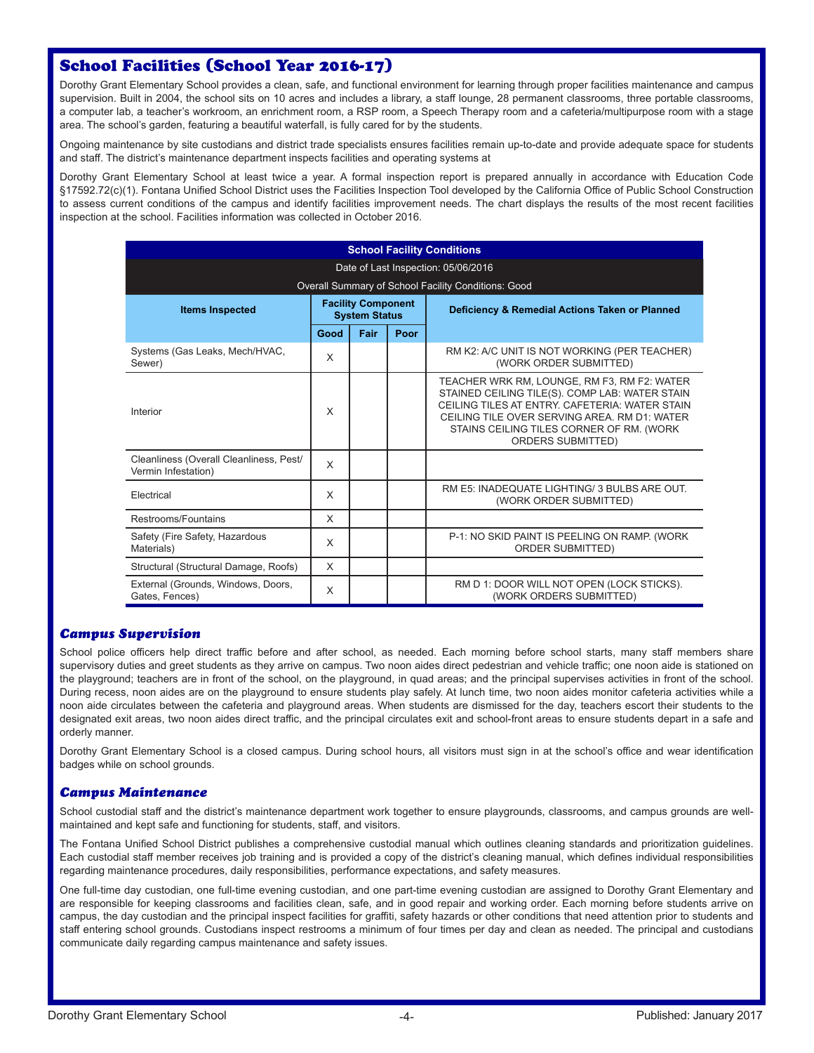## School Facilities (School Year 2016-17)

Dorothy Grant Elementary School provides a clean, safe, and functional environment for learning through proper facilities maintenance and campus supervision. Built in 2004, the school sits on 10 acres and includes a library, a staff lounge, 28 permanent classrooms, three portable classrooms, a computer lab, a teacher's workroom, an enrichment room, a RSP room, a Speech Therapy room and a cafeteria/multipurpose room with a stage area. The school's garden, featuring a beautiful waterfall, is fully cared for by the students.

Ongoing maintenance by site custodians and district trade specialists ensures facilities remain up-to-date and provide adequate space for students and staff. The district's maintenance department inspects facilities and operating systems at

Dorothy Grant Elementary School at least twice a year. A formal inspection report is prepared annually in accordance with Education Code §17592.72(c)(1). Fontana Unified School District uses the Facilities Inspection Tool developed by the California Office of Public School Construction to assess current conditions of the campus and identify facilities improvement needs. The chart displays the results of the most recent facilities inspection at the school. Facilities information was collected in October 2016.

**School Facility Conditions**

Date of Last Inspection: 05/06/2016

Overall Summary of School Facility Conditions: Good

| Items Inspected | Facility Component System Status | | | Deficiency & Remedial Actions Taken or Planned |
|---|---|---|---|---|
| | Good | Fair | Poor | |
| Systems (Gas Leaks, Mech/HVAC, Sewer) | X | | | RM K2: A/C UNIT IS NOT WORKING (PER TEACHER) (WORK ORDER SUBMITTED) |
| Interior | X | | | TEACHER WRK RM, LOUNGE, RM F3, RM F2: WATER STAINED CEILING TILE(S). COMP LAB: WATER STAIN CEILING TILES AT ENTRY. CAFETERIA: WATER STAIN CEILING TILE OVER SERVING AREA. RM D1: WATER STAINS CEILING TILES CORNER OF RM. (WORK ORDERS SUBMITTED) |
| Cleanliness (Overall Cleanliness, Pest/ Vermin Infestation) | X | | | |
| Electrical | X | | | RM E5: INADEQUATE LIGHTING/ 3 BULBS ARE OUT. (WORK ORDER SUBMITTED) |
| Restrooms/Fountains | X | | | |
| Safety (Fire Safety, Hazardous Materials) | X | | | P-1: NO SKID PAINT IS PEELING ON RAMP. (WORK ORDER SUBMITTED) |
| Structural (Structural Damage, Roofs) | X | | | |
| External (Grounds, Windows, Doors, Gates, Fences) | X | | | RM D 1: DOOR WILL NOT OPEN (LOCK STICKS). (WORK ORDERS SUBMITTED) |

### *Campus Supervision*

School police officers help direct traffic before and after school, as needed. Each morning before school starts, many staff members share supervisory duties and greet students as they arrive on campus. Two noon aides direct pedestrian and vehicle traffic; one noon aide is stationed on the playground; teachers are in front of the school, on the playground, in quad areas; and the principal supervises activities in front of the school. During recess, noon aides are on the playground to ensure students play safely. At lunch time, two noon aides monitor cafeteria activities while a noon aide circulates between the cafeteria and playground areas. When students are dismissed for the day, teachers escort their students to the designated exit areas, two noon aides direct traffic, and the principal circulates exit and school-front areas to ensure students depart in a safe and orderly manner.

Dorothy Grant Elementary School is a closed campus. During school hours, all visitors must sign in at the school's office and wear identification badges while on school grounds.

### *Campus Maintenance*

School custodial staff and the district's maintenance department work together to ensure playgrounds, classrooms, and campus grounds are well-maintained and kept safe and functioning for students, staff, and visitors.

The Fontana Unified School District publishes a comprehensive custodial manual which outlines cleaning standards and prioritization guidelines. Each custodial staff member receives job training and is provided a copy of the district's cleaning manual, which defines individual responsibilities regarding maintenance procedures, daily responsibilities, performance expectations, and safety measures.

One full-time day custodian, one full-time evening custodian, and one part-time evening custodian are assigned to Dorothy Grant Elementary and are responsible for keeping classrooms and facilities clean, safe, and in good repair and working order. Each morning before students arrive on campus, the day custodian and the principal inspect facilities for graffiti, safety hazards or other conditions that need attention prior to students and staff entering school grounds. Custodians inspect restrooms a minimum of four times per day and clean as needed. The principal and custodians communicate daily regarding campus maintenance and safety issues.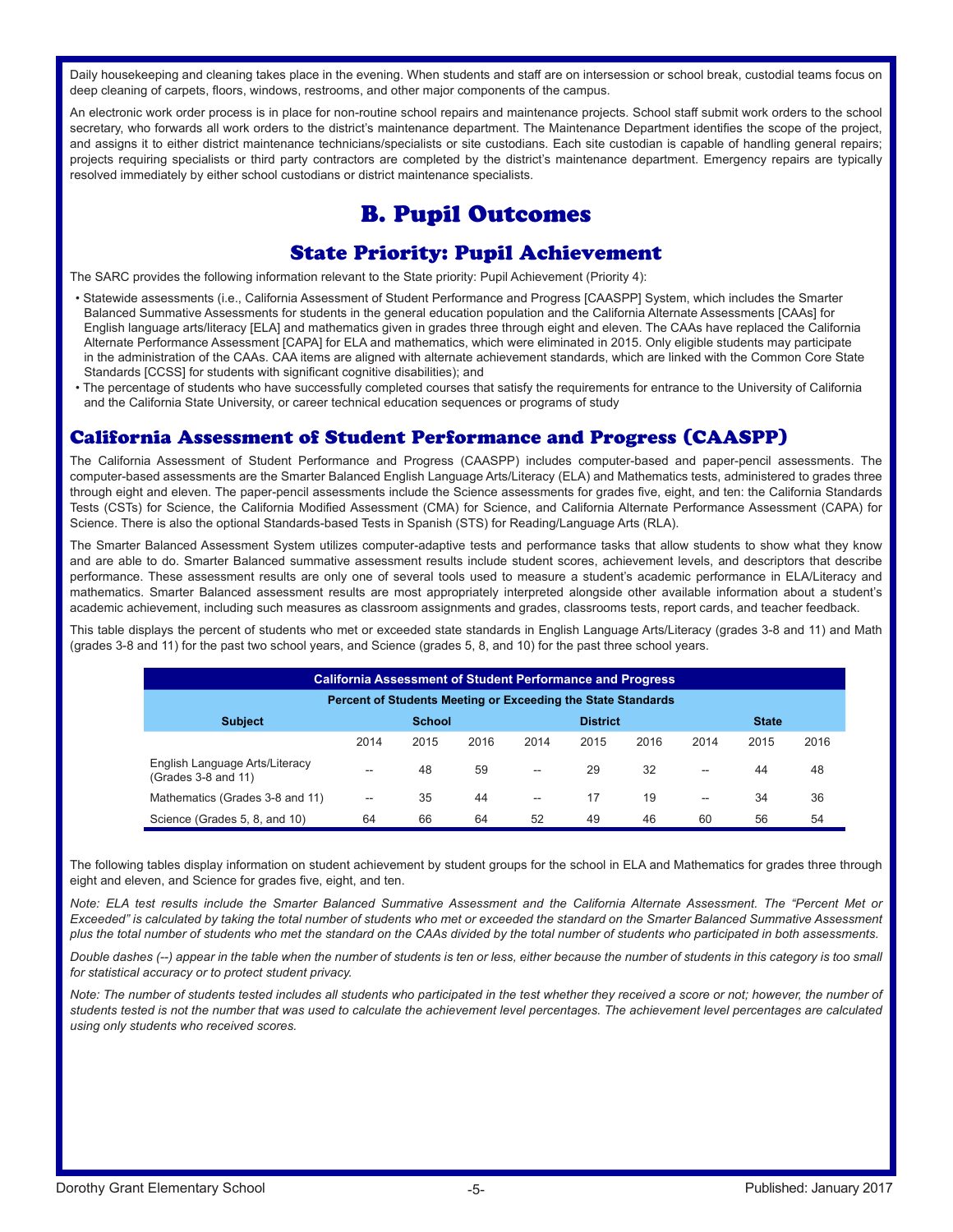Daily housekeeping and cleaning takes place in the evening. When students and staff are on intersession or school break, custodial teams focus on deep cleaning of carpets, floors, windows, restrooms, and other major components of the campus.

An electronic work order process is in place for non-routine school repairs and maintenance projects. School staff submit work orders to the school secretary, who forwards all work orders to the district's maintenance department. The Maintenance Department identifies the scope of the project, and assigns it to either district maintenance technicians/specialists or site custodians. Each site custodian is capable of handling general repairs; projects requiring specialists or third party contractors are completed by the district's maintenance department. Emergency repairs are typically resolved immediately by either school custodians or district maintenance specialists.

# B. Pupil Outcomes

## State Priority: Pupil Achievement

The SARC provides the following information relevant to the State priority: Pupil Achievement (Priority 4):

- Statewide assessments (i.e., California Assessment of Student Performance and Progress [CAASPP] System, which includes the Smarter Balanced Summative Assessments for students in the general education population and the California Alternate Assessments [CAAs] for English language arts/literacy [ELA] and mathematics given in grades three through eight and eleven. The CAAs have replaced the California Alternate Performance Assessment [CAPA] for ELA and mathematics, which were eliminated in 2015. Only eligible students may participate in the administration of the CAAs. CAA items are aligned with alternate achievement standards, which are linked with the Common Core State Standards [CCSS] for students with significant cognitive disabilities); and
- The percentage of students who have successfully completed courses that satisfy the requirements for entrance to the University of California and the California State University, or career technical education sequences or programs of study

## California Assessment of Student Performance and Progress (CAASPP)

The California Assessment of Student Performance and Progress (CAASPP) includes computer-based and paper-pencil assessments. The computer-based assessments are the Smarter Balanced English Language Arts/Literacy (ELA) and Mathematics tests, administered to grades three through eight and eleven. The paper-pencil assessments include the Science assessments for grades five, eight, and ten: the California Standards Tests (CSTs) for Science, the California Modified Assessment (CMA) for Science, and California Alternate Performance Assessment (CAPA) for Science. There is also the optional Standards-based Tests in Spanish (STS) for Reading/Language Arts (RLA).

The Smarter Balanced Assessment System utilizes computer-adaptive tests and performance tasks that allow students to show what they know and are able to do. Smarter Balanced summative assessment results include student scores, achievement levels, and descriptors that describe performance. These assessment results are only one of several tools used to measure a student's academic performance in ELA/Literacy and mathematics. Smarter Balanced assessment results are most appropriately interpreted alongside other available information about a student's academic achievement, including such measures as classroom assignments and grades, classrooms tests, report cards, and teacher feedback.

This table displays the percent of students who met or exceeded state standards in English Language Arts/Literacy (grades 3-8 and 11) and Math (grades 3-8 and 11) for the past two school years, and Science (grades 5, 8, and 10) for the past three school years.

| California Assessment of Student Performance and Progress<br>Percent of Students Meeting or Exceeding the State Standards | | | | | | | | | |
|---|---|---|---|---|---|---|---|---|---|
| Subject | School | | | District | | | State | | |
| | 2014 | 2015 | 2016 | 2014 | 2015 | 2016 | 2014 | 2015 | 2016 |
| English Language Arts/Literacy (Grades 3-8 and 11) | -- | 48 | 59 | -- | 29 | 32 | -- | 44 | 48 |
| Mathematics (Grades 3-8 and 11) | -- | 35 | 44 | -- | 17 | 19 | -- | 34 | 36 |
| Science (Grades 5, 8, and 10) | 64 | 66 | 64 | 52 | 49 | 46 | 60 | 56 | 54 |

The following tables display information on student achievement by student groups for the school in ELA and Mathematics for grades three through eight and eleven, and Science for grades five, eight, and ten.

*Note: ELA test results include the Smarter Balanced Summative Assessment and the California Alternate Assessment. The "Percent Met or Exceeded" is calculated by taking the total number of students who met or exceeded the standard on the Smarter Balanced Summative Assessment plus the total number of students who met the standard on the CAAs divided by the total number of students who participated in both assessments.*

*Double dashes (--) appear in the table when the number of students is ten or less, either because the number of students in this category is too small for statistical accuracy or to protect student privacy.*

*Note: The number of students tested includes all students who participated in the test whether they received a score or not; however, the number of students tested is not the number that was used to calculate the achievement level percentages. The achievement level percentages are calculated using only students who received scores.*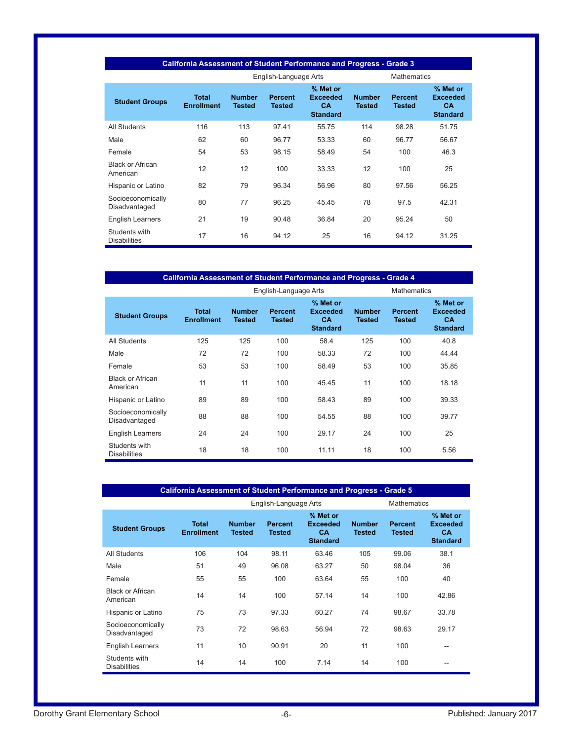| California Assessment of Student Performance and Progress - Grade 3 | | | | | | | |
|---|---|---|---|---|---|---|---|
| | | English-Language Arts | | | Mathematics | | |
| **Student Groups** | **Total Enrollment** | **Number Tested** | **Percent Tested** | **% Met or Exceeded CA Standard** | **Number Tested** | **Percent Tested** | **% Met or Exceeded CA Standard** |
| All Students | 116 | 113 | 97.41 | 55.75 | 114 | 98.28 | 51.75 |
| Male | 62 | 60 | 96.77 | 53.33 | 60 | 96.77 | 56.67 |
| Female | 54 | 53 | 98.15 | 58.49 | 54 | 100 | 46.3 |
| Black or African American | 12 | 12 | 100 | 33.33 | 12 | 100 | 25 |
| Hispanic or Latino | 82 | 79 | 96.34 | 56.96 | 80 | 97.56 | 56.25 |
| Socioeconomically Disadvantaged | 80 | 77 | 96.25 | 45.45 | 78 | 97.5 | 42.31 |
| English Learners | 21 | 19 | 90.48 | 36.84 | 20 | 95.24 | 50 |
| Students with Disabilities | 17 | 16 | 94.12 | 25 | 16 | 94.12 | 31.25 |

| California Assessment of Student Performance and Progress - Grade 4 | | | | | | | |
|---|---|---|---|---|---|---|---|
| | | English-Language Arts | | | Mathematics | | |
| **Student Groups** | **Total Enrollment** | **Number Tested** | **Percent Tested** | **% Met or Exceeded CA Standard** | **Number Tested** | **Percent Tested** | **% Met or Exceeded CA Standard** |
| All Students | 125 | 125 | 100 | 58.4 | 125 | 100 | 40.8 |
| Male | 72 | 72 | 100 | 58.33 | 72 | 100 | 44.44 |
| Female | 53 | 53 | 100 | 58.49 | 53 | 100 | 35.85 |
| Black or African American | 11 | 11 | 100 | 45.45 | 11 | 100 | 18.18 |
| Hispanic or Latino | 89 | 89 | 100 | 58.43 | 89 | 100 | 39.33 |
| Socioeconomically Disadvantaged | 88 | 88 | 100 | 54.55 | 88 | 100 | 39.77 |
| English Learners | 24 | 24 | 100 | 29.17 | 24 | 100 | 25 |
| Students with Disabilities | 18 | 18 | 100 | 11.11 | 18 | 100 | 5.56 |

| California Assessment of Student Performance and Progress - Grade 5 | | | | | | | |
|---|---|---|---|---|---|---|---|
| | | English-Language Arts | | | Mathematics | | |
| **Student Groups** | **Total Enrollment** | **Number Tested** | **Percent Tested** | **% Met or Exceeded CA Standard** | **Number Tested** | **Percent Tested** | **% Met or Exceeded CA Standard** |
| All Students | 106 | 104 | 98.11 | 63.46 | 105 | 99.06 | 38.1 |
| Male | 51 | 49 | 96.08 | 63.27 | 50 | 98.04 | 36 |
| Female | 55 | 55 | 100 | 63.64 | 55 | 100 | 40 |
| Black or African American | 14 | 14 | 100 | 57.14 | 14 | 100 | 42.86 |
| Hispanic or Latino | 75 | 73 | 97.33 | 60.27 | 74 | 98.67 | 33.78 |
| Socioeconomically Disadvantaged | 73 | 72 | 98.63 | 56.94 | 72 | 98.63 | 29.17 |
| English Learners | 11 | 10 | 90.91 | 20 | 11 | 100 | -- |
| Students with Disabilities | 14 | 14 | 100 | 7.14 | 14 | 100 | -- |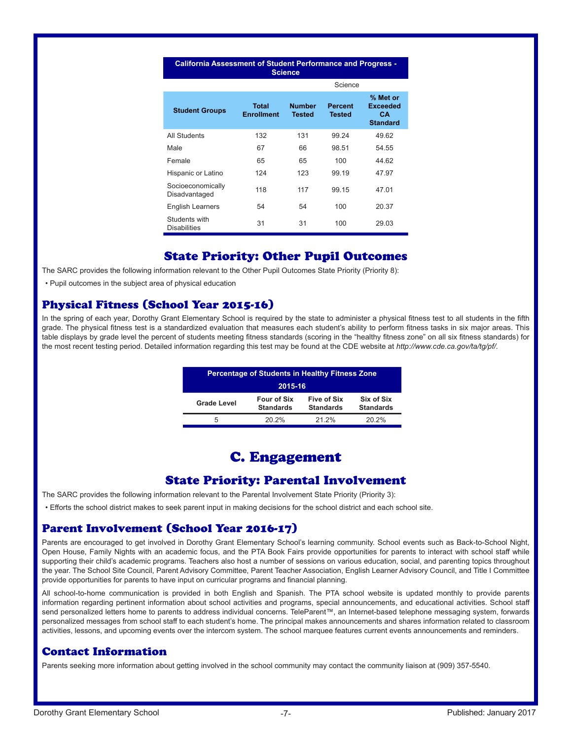| California Assessment of Student Performance and Progress - Science | | | | |
|---|---|---|---|---|
| | Science | | | |
| **Student Groups** | **Total Enrollment** | **Number Tested** | **Percent Tested** | **% Met or Exceeded CA Standard** |
| All Students | 132 | 131 | 99.24 | 49.62 |
| Male | 67 | 66 | 98.51 | 54.55 |
| Female | 65 | 65 | 100 | 44.62 |
| Hispanic or Latino | 124 | 123 | 99.19 | 47.97 |
| Socioeconomically Disadvantaged | 118 | 117 | 99.15 | 47.01 |
| English Learners | 54 | 54 | 100 | 20.37 |
| Students with Disabilities | 31 | 31 | 100 | 29.03 |

## State Priority: Other Pupil Outcomes

The SARC provides the following information relevant to the Other Pupil Outcomes State Priority (Priority 8):

- Pupil outcomes in the subject area of physical education

### Physical Fitness (School Year 2015-16)

In the spring of each year, Dorothy Grant Elementary School is required by the state to administer a physical fitness test to all students in the fifth grade. The physical fitness test is a standardized evaluation that measures each student's ability to perform fitness tasks in six major areas. This table displays by grade level the percent of students meeting fitness standards (scoring in the "healthy fitness zone" on all six fitness standards) for the most recent testing period. Detailed information regarding this test may be found at the CDE website at *http://www.cde.ca.gov/ta/tg/pf/*.

| Percentage of Students in Healthy Fitness Zone 2015-16 | | | |
|---|---|---|---|
| **Grade Level** | **Four of Six Standards** | **Five of Six Standards** | **Six of Six Standards** |
| 5 | 20.2% | 21.2% | 20.2% |

# C. Engagement

## State Priority: Parental Involvement

The SARC provides the following information relevant to the Parental Involvement State Priority (Priority 3):

- Efforts the school district makes to seek parent input in making decisions for the school district and each school site.

### Parent Involvement (School Year 2016-17)

Parents are encouraged to get involved in Dorothy Grant Elementary School's learning community. School events such as Back-to-School Night, Open House, Family Nights with an academic focus, and the PTA Book Fairs provide opportunities for parents to interact with school staff while supporting their child's academic programs. Teachers also host a number of sessions on various education, social, and parenting topics throughout the year. The School Site Council, Parent Advisory Committee, Parent Teacher Association, English Learner Advisory Council, and Title I Committee provide opportunities for parents to have input on curricular programs and financial planning.

All school-to-home communication is provided in both English and Spanish. The PTA school website is updated monthly to provide parents information regarding pertinent information about school activities and programs, special announcements, and educational activities. School staff send personalized letters home to parents to address individual concerns. TeleParent™, an Internet-based telephone messaging system, forwards personalized messages from school staff to each student's home. The principal makes announcements and shares information related to classroom activities, lessons, and upcoming events over the intercom system. The school marquee features current events announcements and reminders.

### Contact Information

Parents seeking more information about getting involved in the school community may contact the community liaison at (909) 357-5540.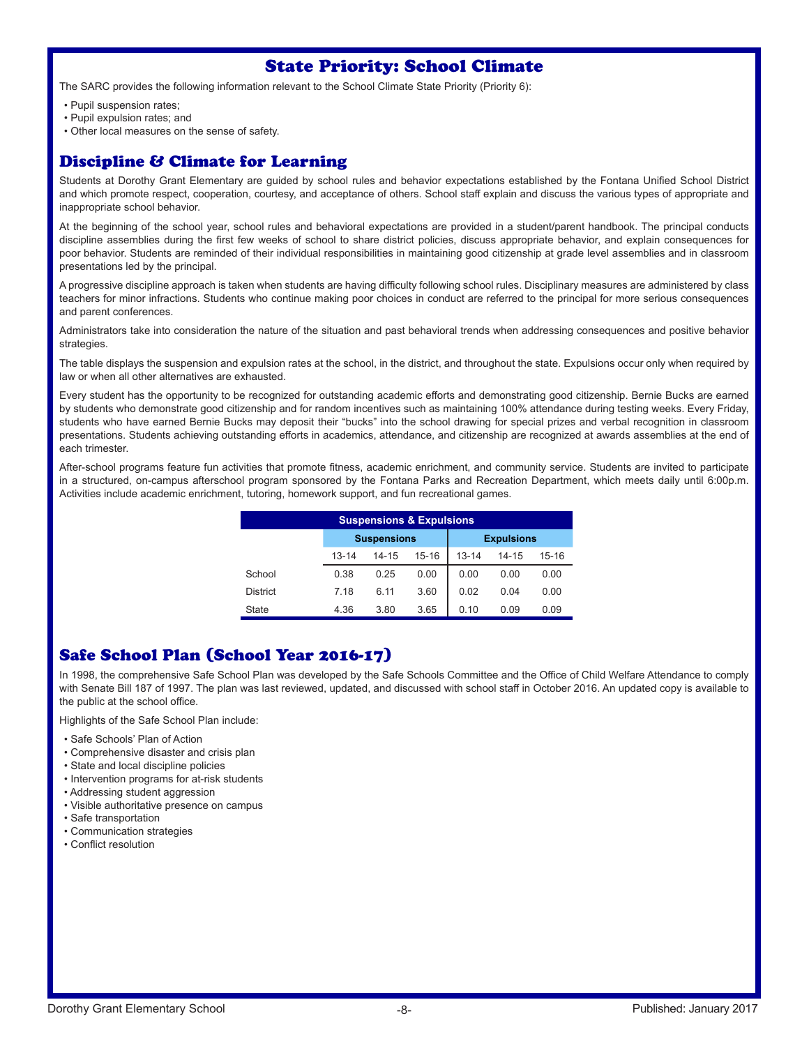## State Priority: School Climate

The SARC provides the following information relevant to the School Climate State Priority (Priority 6):

- Pupil suspension rates;
- Pupil expulsion rates; and
- Other local measures on the sense of safety.

## Discipline & Climate for Learning

Students at Dorothy Grant Elementary are guided by school rules and behavior expectations established by the Fontana Unified School District and which promote respect, cooperation, courtesy, and acceptance of others. School staff explain and discuss the various types of appropriate and inappropriate school behavior.

At the beginning of the school year, school rules and behavioral expectations are provided in a student/parent handbook. The principal conducts discipline assemblies during the first few weeks of school to share district policies, discuss appropriate behavior, and explain consequences for poor behavior. Students are reminded of their individual responsibilities in maintaining good citizenship at grade level assemblies and in classroom presentations led by the principal.

A progressive discipline approach is taken when students are having difficulty following school rules. Disciplinary measures are administered by class teachers for minor infractions. Students who continue making poor choices in conduct are referred to the principal for more serious consequences and parent conferences.

Administrators take into consideration the nature of the situation and past behavioral trends when addressing consequences and positive behavior strategies.

The table displays the suspension and expulsion rates at the school, in the district, and throughout the state. Expulsions occur only when required by law or when all other alternatives are exhausted.

Every student has the opportunity to be recognized for outstanding academic efforts and demonstrating good citizenship. Bernie Bucks are earned by students who demonstrate good citizenship and for random incentives such as maintaining 100% attendance during testing weeks. Every Friday, students who have earned Bernie Bucks may deposit their "bucks" into the school drawing for special prizes and verbal recognition in classroom presentations. Students achieving outstanding efforts in academics, attendance, and citizenship are recognized at awards assemblies at the end of each trimester.

After-school programs feature fun activities that promote fitness, academic enrichment, and community service. Students are invited to participate in a structured, on-campus afterschool program sponsored by the Fontana Parks and Recreation Department, which meets daily until 6:00p.m. Activities include academic enrichment, tutoring, homework support, and fun recreational games.

**Suspensions & Expulsions**

| | Suspensions | | | Expulsions | | |
|---|---|---|---|---|---|---|
| | 13-14 | 14-15 | 15-16 | 13-14 | 14-15 | 15-16 |
| School | 0.38 | 0.25 | 0.00 | 0.00 | 0.00 | 0.00 |
| District | 7.18 | 6.11 | 3.60 | 0.02 | 0.04 | 0.00 |
| State | 4.36 | 3.80 | 3.65 | 0.10 | 0.09 | 0.09 |

## Safe School Plan (School Year 2016-17)

In 1998, the comprehensive Safe School Plan was developed by the Safe Schools Committee and the Office of Child Welfare Attendance to comply with Senate Bill 187 of 1997. The plan was last reviewed, updated, and discussed with school staff in October 2016. An updated copy is available to the public at the school office.

Highlights of the Safe School Plan include:

- Safe Schools' Plan of Action
- Comprehensive disaster and crisis plan
- State and local discipline policies
- Intervention programs for at-risk students
- Addressing student aggression
- Visible authoritative presence on campus
- Safe transportation
- Communication strategies
- Conflict resolution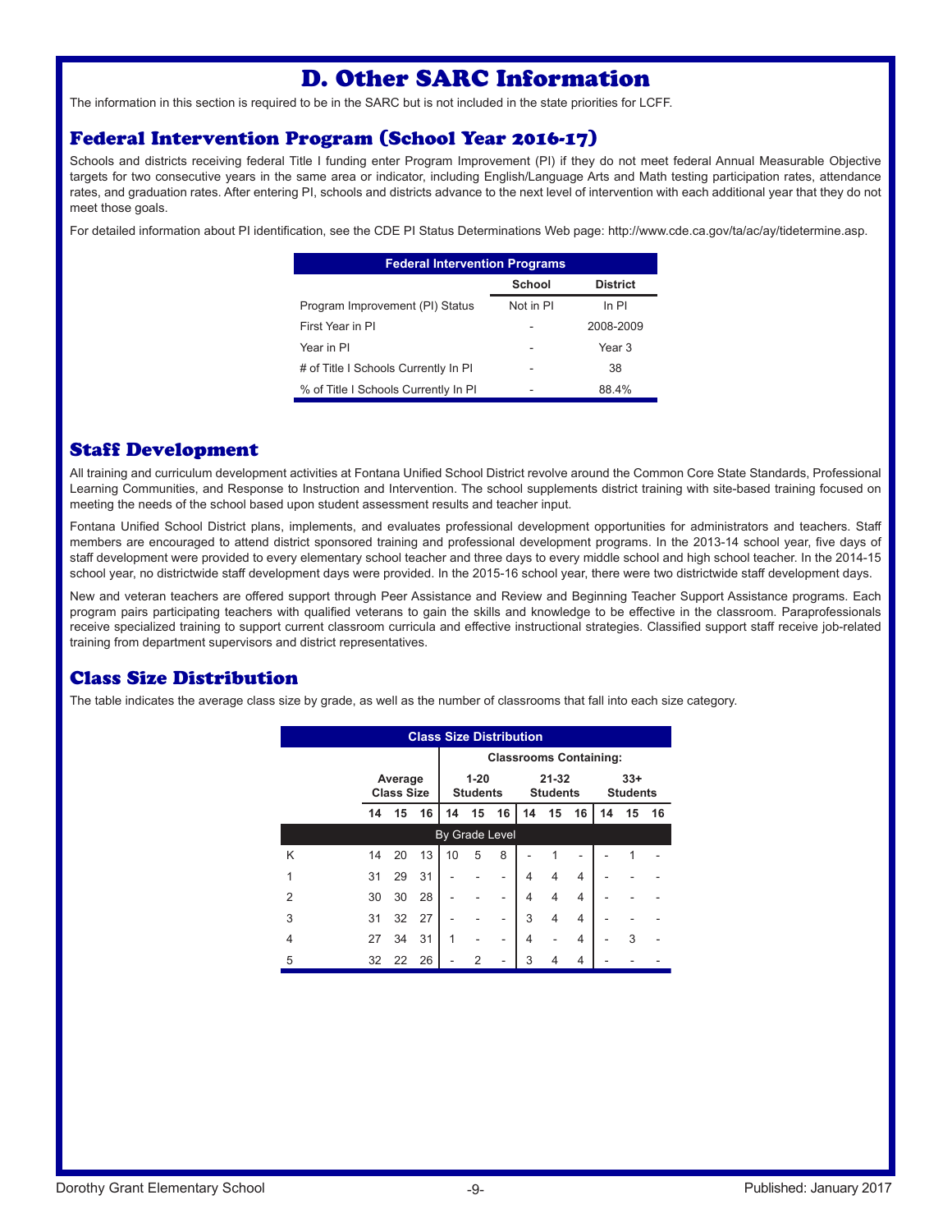# D. Other SARC Information

The information in this section is required to be in the SARC but is not included in the state priorities for LCFF.

## Federal Intervention Program (School Year 2016-17)

Schools and districts receiving federal Title I funding enter Program Improvement (PI) if they do not meet federal Annual Measurable Objective targets for two consecutive years in the same area or indicator, including English/Language Arts and Math testing participation rates, attendance rates, and graduation rates. After entering PI, schools and districts advance to the next level of intervention with each additional year that they do not meet those goals.

For detailed information about PI identification, see the CDE PI Status Determinations Web page: http://www.cde.ca.gov/ta/ac/ay/tidetermine.asp.

| Federal Intervention Programs | School | District |
|---|---|---|
| Program Improvement (PI) Status | Not in PI | In PI |
| First Year in PI | - | 2008-2009 |
| Year in PI | - | Year 3 |
| # of Title I Schools Currently In PI | - | 38 |
| % of Title I Schools Currently In PI | - | 88.4% |

## Staff Development

All training and curriculum development activities at Fontana Unified School District revolve around the Common Core State Standards, Professional Learning Communities, and Response to Instruction and Intervention. The school supplements district training with site-based training focused on meeting the needs of the school based upon student assessment results and teacher input.

Fontana Unified School District plans, implements, and evaluates professional development opportunities for administrators and teachers. Staff members are encouraged to attend district sponsored training and professional development programs. In the 2013-14 school year, five days of staff development were provided to every elementary school teacher and three days to every middle school and high school teacher. In the 2014-15 school year, no districtwide staff development days were provided. In the 2015-16 school year, there were two districtwide staff development days.

New and veteran teachers are offered support through Peer Assistance and Review and Beginning Teacher Support Assistance programs. Each program pairs participating teachers with qualified veterans to gain the skills and knowledge to be effective in the classroom. Paraprofessionals receive specialized training to support current classroom curricula and effective instructional strategies. Classified support staff receive job-related training from department supervisors and district representatives.

## Class Size Distribution

The table indicates the average class size by grade, as well as the number of classrooms that fall into each size category.

| Class Size Distribution | Average Class Size | | | Classrooms Containing: 1-20 Students | | | 21-32 Students | | | 33+ Students | | |
|---|---|---|---|---|---|---|---|---|---|---|---|---|
| | 14 | 15 | 16 | 14 | 15 | 16 | 14 | 15 | 16 | 14 | 15 | 16 |
| **By Grade Level** | | | | | | | | | | | | |
| K | 14 | 20 | 13 | 10 | 5 | 8 | - | 1 | - | - | 1 | - |
| 1 | 31 | 29 | 31 | - | - | - | 4 | 4 | 4 | - | - | - |
| 2 | 30 | 30 | 28 | - | - | - | 4 | 4 | 4 | - | - | - |
| 3 | 31 | 32 | 27 | - | - | - | 3 | 4 | 4 | - | - | - |
| 4 | 27 | 34 | 31 | 1 | - | - | 4 | - | 4 | - | 3 | - |
| 5 | 32 | 22 | 26 | - | 2 | - | 3 | 4 | 4 | - | - | - |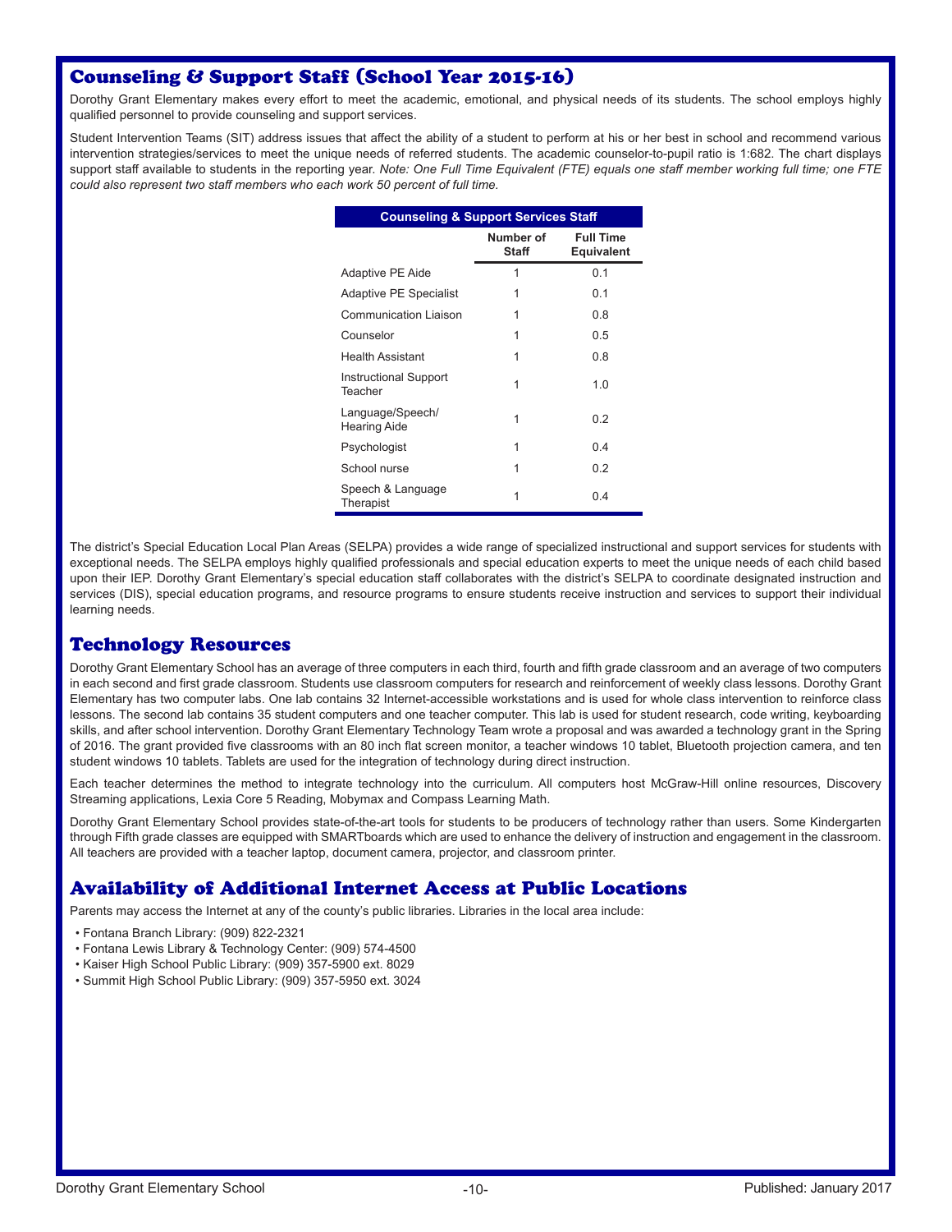## Counseling & Support Staff (School Year 2015-16)

Dorothy Grant Elementary makes every effort to meet the academic, emotional, and physical needs of its students. The school employs highly qualified personnel to provide counseling and support services.

Student Intervention Teams (SIT) address issues that affect the ability of a student to perform at his or her best in school and recommend various intervention strategies/services to meet the unique needs of referred students. The academic counselor-to-pupil ratio is 1:682. The chart displays support staff available to students in the reporting year. *Note: One Full Time Equivalent (FTE) equals one staff member working full time; one FTE could also represent two staff members who each work 50 percent of full time.*

| Counseling & Support Services Staff | Number of Staff | Full Time Equivalent |
|---|---|---|
| Adaptive PE Aide | 1 | 0.1 |
| Adaptive PE Specialist | 1 | 0.1 |
| Communication Liaison | 1 | 0.8 |
| Counselor | 1 | 0.5 |
| Health Assistant | 1 | 0.8 |
| Instructional Support Teacher | 1 | 1.0 |
| Language/Speech/ Hearing Aide | 1 | 0.2 |
| Psychologist | 1 | 0.4 |
| School nurse | 1 | 0.2 |
| Speech & Language Therapist | 1 | 0.4 |

The district's Special Education Local Plan Areas (SELPA) provides a wide range of specialized instructional and support services for students with exceptional needs. The SELPA employs highly qualified professionals and special education experts to meet the unique needs of each child based upon their IEP. Dorothy Grant Elementary's special education staff collaborates with the district's SELPA to coordinate designated instruction and services (DIS), special education programs, and resource programs to ensure students receive instruction and services to support their individual learning needs.

## Technology Resources

Dorothy Grant Elementary School has an average of three computers in each third, fourth and fifth grade classroom and an average of two computers in each second and first grade classroom. Students use classroom computers for research and reinforcement of weekly class lessons. Dorothy Grant Elementary has two computer labs. One lab contains 32 Internet-accessible workstations and is used for whole class intervention to reinforce class lessons. The second lab contains 35 student computers and one teacher computer. This lab is used for student research, code writing, keyboarding skills, and after school intervention. Dorothy Grant Elementary Technology Team wrote a proposal and was awarded a technology grant in the Spring of 2016. The grant provided five classrooms with an 80 inch flat screen monitor, a teacher windows 10 tablet, Bluetooth projection camera, and ten student windows 10 tablets. Tablets are used for the integration of technology during direct instruction.

Each teacher determines the method to integrate technology into the curriculum. All computers host McGraw-Hill online resources, Discovery Streaming applications, Lexia Core 5 Reading, Mobymax and Compass Learning Math.

Dorothy Grant Elementary School provides state-of-the-art tools for students to be producers of technology rather than users. Some Kindergarten through Fifth grade classes are equipped with SMARTboards which are used to enhance the delivery of instruction and engagement in the classroom. All teachers are provided with a teacher laptop, document camera, projector, and classroom printer.

## Availability of Additional Internet Access at Public Locations

Parents may access the Internet at any of the county's public libraries. Libraries in the local area include:

- Fontana Branch Library: (909) 822-2321
- Fontana Lewis Library & Technology Center: (909) 574-4500
- Kaiser High School Public Library: (909) 357-5900 ext. 8029
- Summit High School Public Library: (909) 357-5950 ext. 3024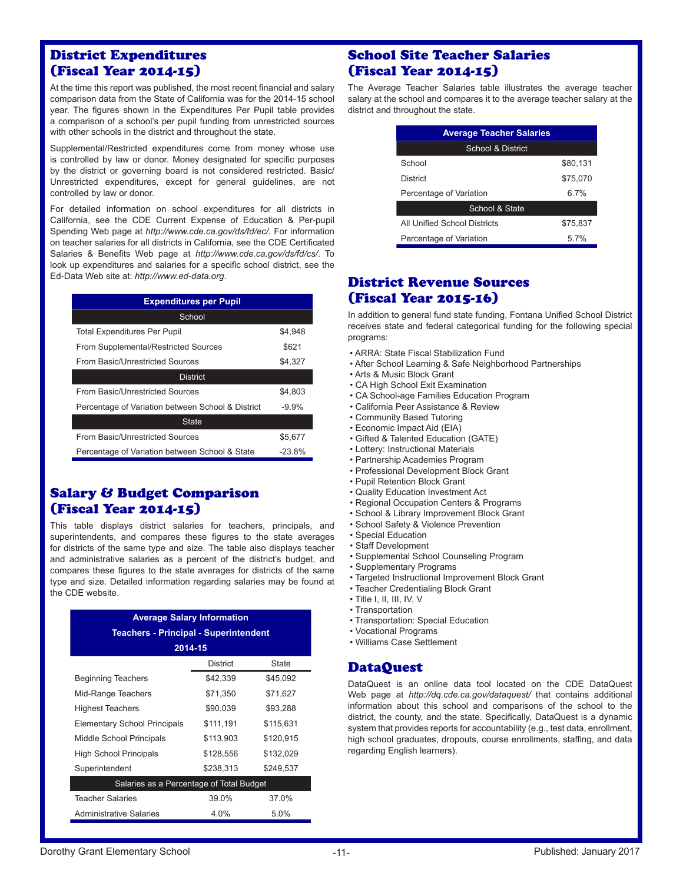## District Expenditures (Fiscal Year 2014-15)

At the time this report was published, the most recent financial and salary comparison data from the State of California was for the 2014-15 school year. The figures shown in the Expenditures Per Pupil table provides a comparison of a school's per pupil funding from unrestricted sources with other schools in the district and throughout the state.

Supplemental/Restricted expenditures come from money whose use is controlled by law or donor. Money designated for specific purposes by the district or governing board is not considered restricted. Basic/Unrestricted expenditures, except for general guidelines, are not controlled by law or donor.

For detailed information on school expenditures for all districts in California, see the CDE Current Expense of Education & Per-pupil Spending Web page at *http://www.cde.ca.gov/ds/fd/ec/*. For information on teacher salaries for all districts in California, see the CDE Certificated Salaries & Benefits Web page at *http://www.cde.ca.gov/ds/fd/cs/*. To look up expenditures and salaries for a specific school district, see the Ed-Data Web site at: *http://www.ed-data.org*.

| Expenditures per Pupil | |
|---|---|
| **School** | |
| Total Expenditures Per Pupil | $4,948 |
| From Supplemental/Restricted Sources | $621 |
| From Basic/Unrestricted Sources | $4,327 |
| **District** | |
| From Basic/Unrestricted Sources | $4,803 |
| Percentage of Variation between School & District | -9.9% |
| **State** | |
| From Basic/Unrestricted Sources | $5,677 |
| Percentage of Variation between School & State | -23.8% |

## Salary & Budget Comparison (Fiscal Year 2014-15)

This table displays district salaries for teachers, principals, and superintendents, and compares these figures to the state averages for districts of the same type and size. The table also displays teacher and administrative salaries as a percent of the district's budget, and compares these figures to the state averages for districts of the same type and size. Detailed information regarding salaries may be found at the CDE website.

| Average Salary Information Teachers - Principal - Superintendent 2014-15 | | |
|---|---|---|
| | District | State |
| Beginning Teachers | $42,339 | $45,092 |
| Mid-Range Teachers | $71,350 | $71,627 |
| Highest Teachers | $90,039 | $93,288 |
| Elementary School Principals | $111,191 | $115,631 |
| Middle School Principals | $113,903 | $120,915 |
| High School Principals | $128,556 | $132,029 |
| Superintendent | $238,313 | $249,537 |
| **Salaries as a Percentage of Total Budget** | | |
| Teacher Salaries | 39.0% | 37.0% |
| Administrative Salaries | 4.0% | 5.0% |

## School Site Teacher Salaries (Fiscal Year 2014-15)

The Average Teacher Salaries table illustrates the average teacher salary at the school and compares it to the average teacher salary at the district and throughout the state.

| Average Teacher Salaries | |
|---|---|
| **School & District** | |
| School | $80,131 |
| District | $75,070 |
| Percentage of Variation | 6.7% |
| **School & State** | |
| All Unified School Districts | $75,837 |
| Percentage of Variation | 5.7% |

## District Revenue Sources (Fiscal Year 2015-16)

In addition to general fund state funding, Fontana Unified School District receives state and federal categorical funding for the following special programs:

- ARRA: State Fiscal Stabilization Fund
- After School Learning & Safe Neighborhood Partnerships
- Arts & Music Block Grant
- CA High School Exit Examination
- CA School-age Families Education Program
- California Peer Assistance & Review
- Community Based Tutoring
- Economic Impact Aid (EIA)
- Gifted & Talented Education (GATE)
- Lottery: Instructional Materials
- Partnership Academies Program
- Professional Development Block Grant
- Pupil Retention Block Grant
- Quality Education Investment Act
- Regional Occupation Centers & Programs
- School & Library Improvement Block Grant
- School Safety & Violence Prevention
- Special Education
- Staff Development
- Supplemental School Counseling Program
- Supplementary Programs
- Targeted Instructional Improvement Block Grant
- Teacher Credentialing Block Grant
- Title I, II, III, IV, V
- Transportation
- Transportation: Special Education
- Vocational Programs
- Williams Case Settlement

## DataQuest

DataQuest is an online data tool located on the CDE DataQuest Web page at *http://dq.cde.ca.gov/dataquest/* that contains additional information about this school and comparisons of the school to the district, the county, and the state. Specifically, DataQuest is a dynamic system that provides reports for accountability (e.g., test data, enrollment, high school graduates, dropouts, course enrollments, staffing, and data regarding English learners).